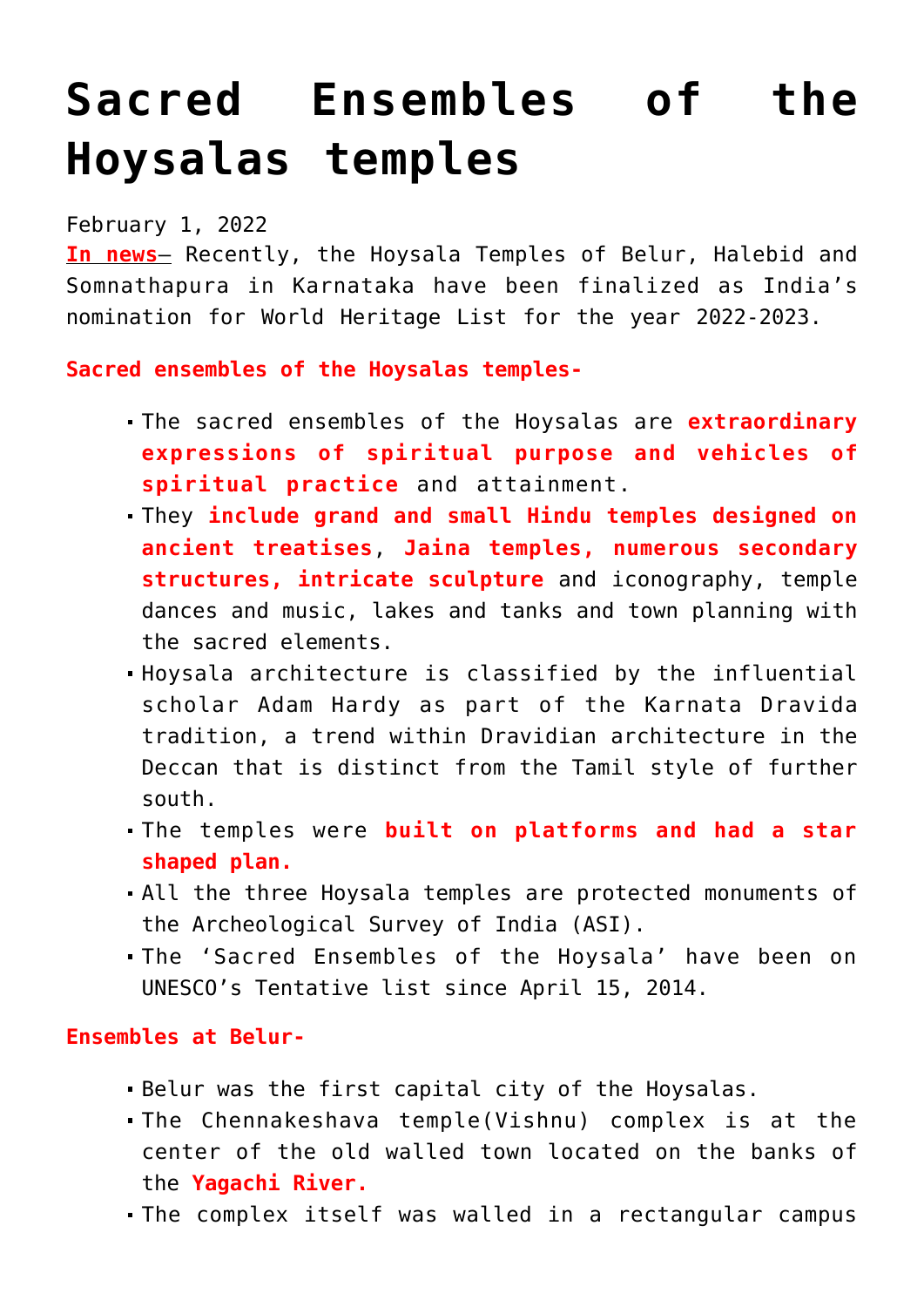# Sacred Ensembles of the Hoysalas temples

February 1, 2022

**In news**– Recently, the Hoysala Temples of Belur, Halebid and Somnathapura in Karnataka have been finalized as India's nomination for World Heritage List for the year 2022-2023.

**Sacred ensembles of the Hoysalas temples-**

- The sacred ensembles of the Hoysalas are **extraordinary expressions of spiritual purpose and vehicles of spiritual practice** and attainment.
- They **include grand and small Hindu temples designed on ancient treatises**, **Jaina temples, numerous secondary structures, intricate sculpture** and iconography, temple dances and music, lakes and tanks and town planning with the sacred elements.
- Hoysala architecture is classified by the influential scholar Adam Hardy as part of the Karnata Dravida tradition, a trend within Dravidian architecture in the Deccan that is distinct from the Tamil style of further south.
- The temples were **built on platforms and had a star shaped plan.**
- All the three Hoysala temples are protected monuments of the Archeological Survey of India (ASI).
- The 'Sacred Ensembles of the Hoysala' have been on UNESCO's Tentative list since April 15, 2014.

**Ensembles at Belur-**

- Belur was the first capital city of the Hoysalas.
- The Chennakeshava temple(Vishnu) complex is at the center of the old walled town located on the banks of the **Yagachi River.**
- The complex itself was walled in a rectangular campus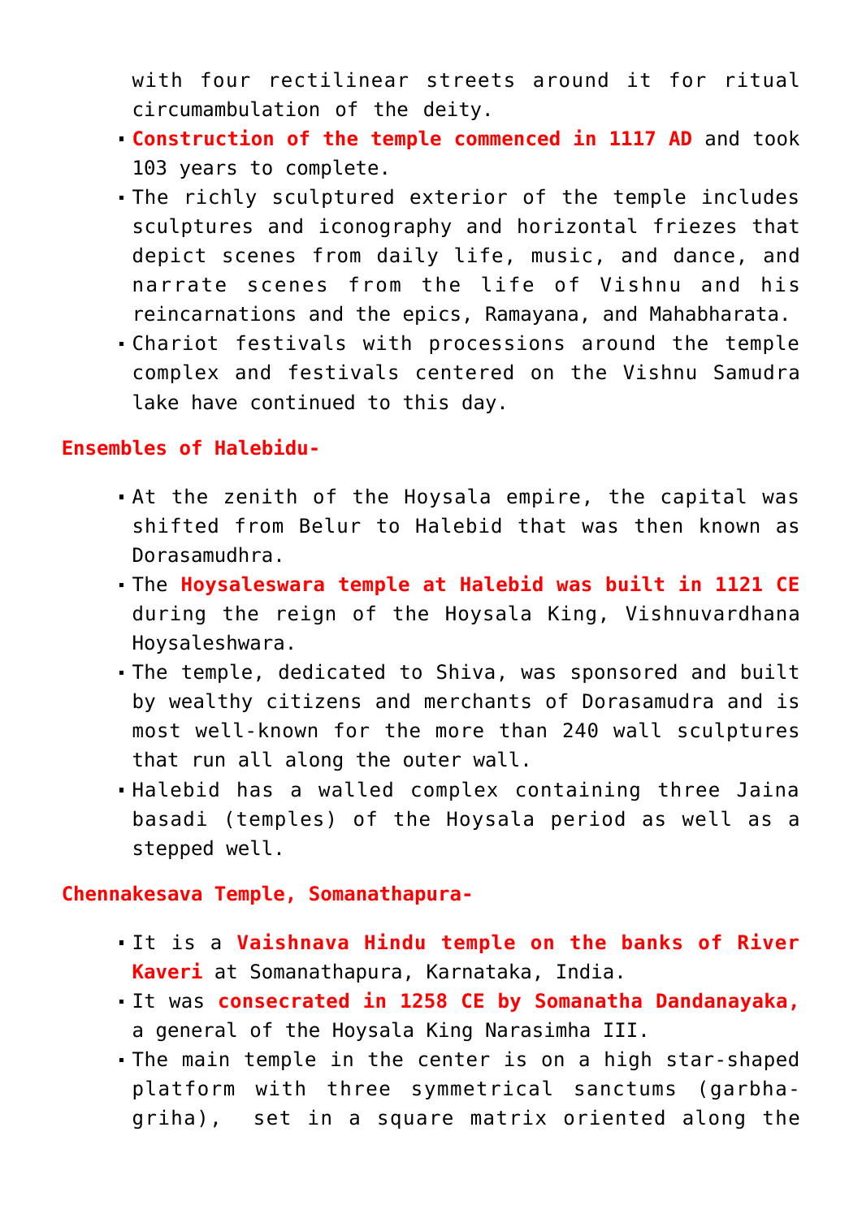with four rectilinear streets around it for ritual circumambulation of the deity.

- **Construction of the temple commenced in 1117 AD** and took 103 years to complete.
- The richly sculptured exterior of the temple includes sculptures and iconography and horizontal friezes that depict scenes from daily life, music, and dance, and narrate scenes from the life of Vishnu and his reincarnations and the epics, Ramayana, and Mahabharata.
- Chariot festivals with processions around the temple complex and festivals centered on the Vishnu Samudra lake have continued to this day.

**Ensembles of Halebidu-**

- At the zenith of the Hoysala empire, the capital was shifted from Belur to Halebid that was then known as Dorasamudhra.
- The **Hoysaleswara temple at Halebid was built in 1121 CE** during the reign of the Hoysala King, Vishnuvardhana Hoysaleshwara.
- The temple, dedicated to Shiva, was sponsored and built by wealthy citizens and merchants of Dorasamudra and is most well-known for the more than 240 wall sculptures that run all along the outer wall.
- Halebid has a walled complex containing three Jaina basadi (temples) of the Hoysala period as well as a stepped well.

**Chennakesava Temple, Somanathapura-**

- It is a **Vaishnava Hindu temple on the banks of River Kaveri** at Somanathapura, Karnataka, India.
- It was **consecrated in 1258 CE by Somanatha Dandanayaka,** a general of the Hoysala King Narasimha III.
- The main temple in the center is on a high star-shaped platform with three symmetrical sanctums (garbha-griha), set in a square matrix oriented along the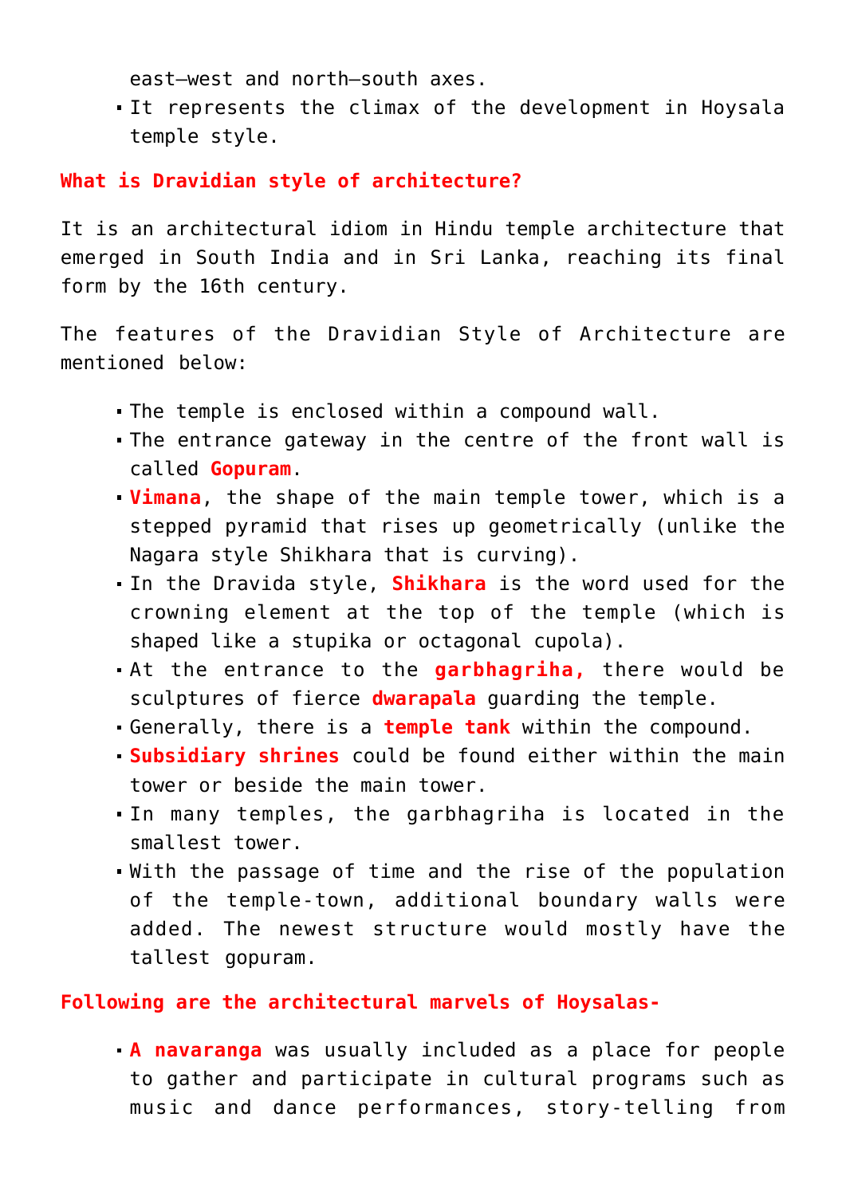east–west and north–south axes.

- It represents the climax of the development in Hoysala temple style.

**What is Dravidian style of architecture?**

It is an architectural idiom in Hindu temple architecture that emerged in South India and in Sri Lanka, reaching its final form by the 16th century.

The features of the Dravidian Style of Architecture are mentioned below:

- The temple is enclosed within a compound wall.
- The entrance gateway in the centre of the front wall is called **Gopuram**.
- **Vimana**, the shape of the main temple tower, which is a stepped pyramid that rises up geometrically (unlike the Nagara style Shikhara that is curving).
- In the Dravida style, **Shikhara** is the word used for the crowning element at the top of the temple (which is shaped like a stupika or octagonal cupola).
- At the entrance to the **garbhagriha,** there would be sculptures of fierce **dwarapala** guarding the temple.
- Generally, there is a **temple tank** within the compound.
- **Subsidiary shrines** could be found either within the main tower or beside the main tower.
- In many temples, the garbhagriha is located in the smallest tower.
- With the passage of time and the rise of the population of the temple-town, additional boundary walls were added. The newest structure would mostly have the tallest gopuram.

**Following are the architectural marvels of Hoysalas-**

- **A navaranga** was usually included as a place for people to gather and participate in cultural programs such as music and dance performances, story-telling from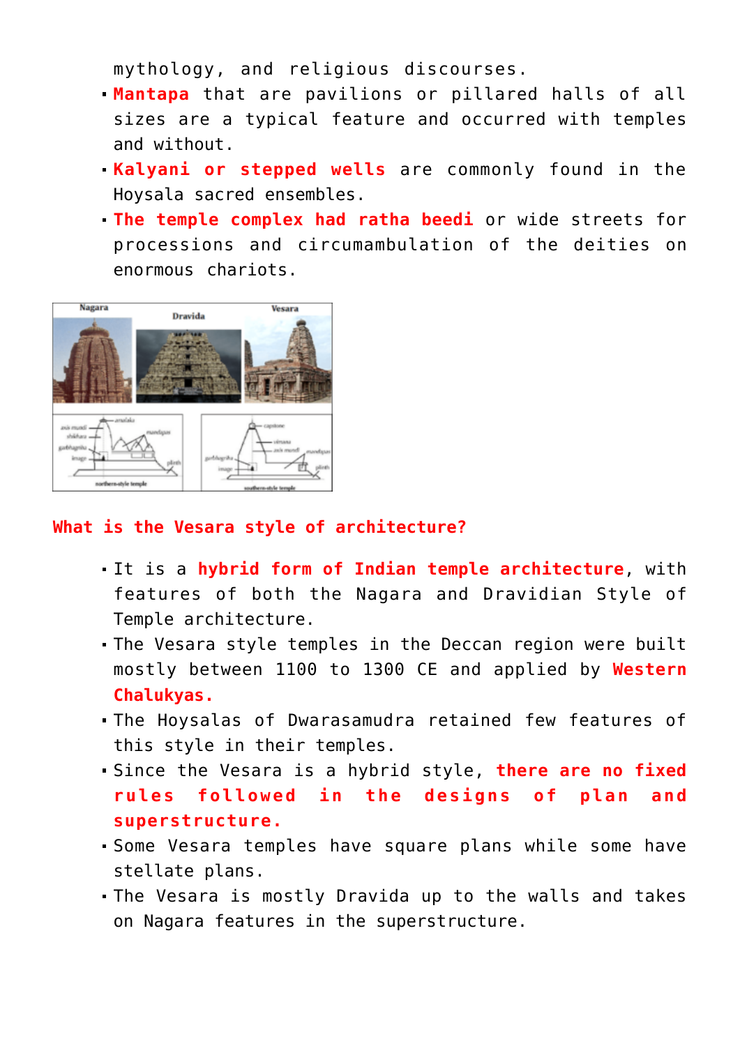mythology, and religious discourses.

- **Mantapa** that are pavilions or pillared halls of all sizes are a typical feature and occurred with temples and without.
- **Kalyani or stepped wells** are commonly found in the Hoysala sacred ensembles.
- **The temple complex had ratha beedi** or wide streets for processions and circumambulation of the deities on enormous chariots.

**What is the Vesara style of architecture?**

- It is a **hybrid form of Indian temple architecture**, with features of both the Nagara and Dravidian Style of Temple architecture.
- The Vesara style temples in the Deccan region were built mostly between 1100 to 1300 CE and applied by **Western Chalukyas.**
- The Hoysalas of Dwarasamudra retained few features of this style in their temples.
- Since the Vesara is a hybrid style, **there are no fixed rules followed in the designs of plan and superstructure.**
- Some Vesara temples have square plans while some have stellate plans.
- The Vesara is mostly Dravida up to the walls and takes on Nagara features in the superstructure.